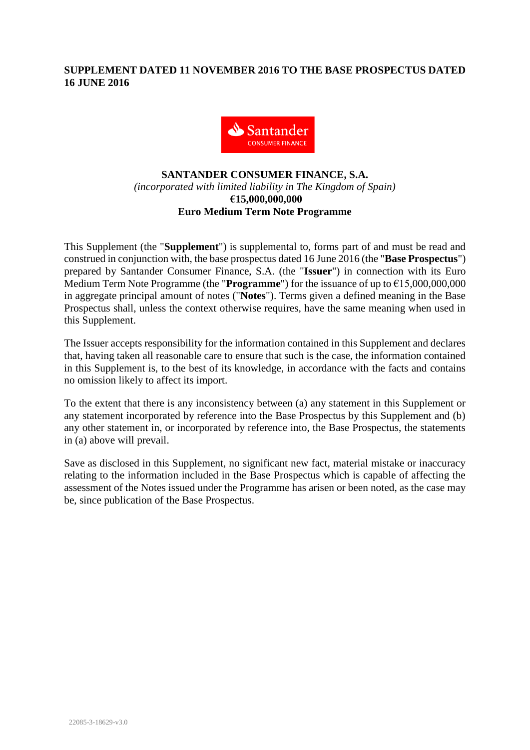**SUPPLEMENT DATED 11 NOVEMBER 2016 TO THE BASE PROSPECTUS DATED 16 JUNE 2016**

**SANTANDER CONSUMER FINANCE, S.A.**

*(incorporated with limited liability in The Kingdom of Spain)*

**€15,000,000,000**

**Euro Medium Term Note Programme**

This Supplement (the "**Supplement**") is supplemental to, forms part of and must be read and construed in conjunction with, the base prospectus dated 16 June 2016 (the "**Base Prospectus**") prepared by Santander Consumer Finance, S.A. (the "**Issuer**") in connection with its Euro Medium Term Note Programme (the "**Programme**") for the issuance of up to €15,000,000,000 in aggregate principal amount of notes ("**Notes**"). Terms given a defined meaning in the Base Prospectus shall, unless the context otherwise requires, have the same meaning when used in this Supplement.

The Issuer accepts responsibility for the information contained in this Supplement and declares that, having taken all reasonable care to ensure that such is the case, the information contained in this Supplement is, to the best of its knowledge, in accordance with the facts and contains no omission likely to affect its import.

To the extent that there is any inconsistency between (a) any statement in this Supplement or any statement incorporated by reference into the Base Prospectus by this Supplement and (b) any other statement in, or incorporated by reference into, the Base Prospectus, the statements in (a) above will prevail.

Save as disclosed in this Supplement, no significant new fact, material mistake or inaccuracy relating to the information included in the Base Prospectus which is capable of affecting the assessment of the Notes issued under the Programme has arisen or been noted, as the case may be, since publication of the Base Prospectus.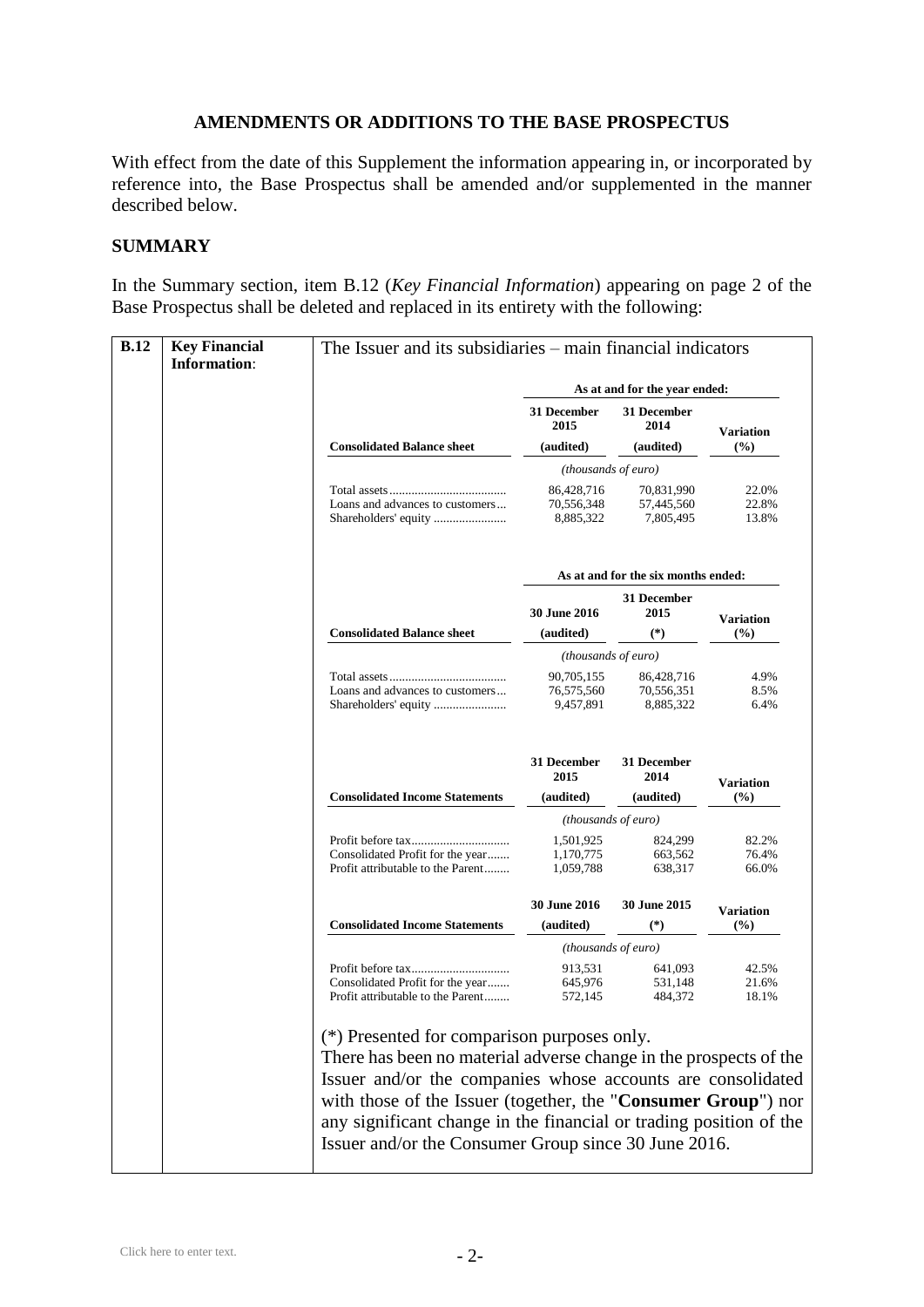## AMENDMENTS OR ADDITIONS TO THE BASE PROSPECTUS

With effect from the date of this Supplement the information appearing in, or incorporated by reference into, the Base Prospectus shall be amended and/or supplemented in the manner described below.

## SUMMARY

In the Summary section, item B.12 (*Key Financial Information*) appearing on page 2 of the Base Prospectus shall be deleted and replaced in its entirety with the following:

**B.12 Key Financial Information:**

The Issuer and its subsidiaries – main financial indicators

| | As at and for the year ended: | | |
|---|---|---|---|
| **Consolidated Balance sheet** | **31 December 2015 (audited)** | **31 December 2014 (audited)** | **Variation (%)** |
| | *(thousands of euro)* | | |
| Total assets | 86,428,716 | 70,831,990 | 22.0% |
| Loans and advances to customers | 70,556,348 | 57,445,560 | 22.8% |
| Shareholders' equity | 8,885,322 | 7,805,495 | 13.8% |

| | As at and for the six months ended: | | |
|---|---|---|---|
| **Consolidated Balance sheet** | **30 June 2016 (audited)** | **31 December 2015 (*)** | **Variation (%)** |
| | *(thousands of euro)* | | |
| Total assets | 90,705,155 | 86,428,716 | 4.9% |
| Loans and advances to customers | 76,575,560 | 70,556,351 | 8.5% |
| Shareholders' equity | 9,457,891 | 8,885,322 | 6.4% |

| **Consolidated Income Statements** | **31 December 2015 (audited)** | **31 December 2014 (audited)** | **Variation (%)** |
|---|---|---|---|
| | *(thousands of euro)* | | |
| Profit before tax | 1,501,925 | 824,299 | 82.2% |
| Consolidated Profit for the year | 1,170,775 | 663,562 | 76.4% |
| Profit attributable to the Parent | 1,059,788 | 638,317 | 66.0% |

| **Consolidated Income Statements** | **30 June 2016 (audited)** | **30 June 2015 (*)** | **Variation (%)** |
|---|---|---|---|
| | *(thousands of euro)* | | |
| Profit before tax | 913,531 | 641,093 | 42.5% |
| Consolidated Profit for the year | 645,976 | 531,148 | 21.6% |
| Profit attributable to the Parent | 572,145 | 484,372 | 18.1% |

(*) Presented for comparison purposes only.

There has been no material adverse change in the prospects of the Issuer and/or the companies whose accounts are consolidated with those of the Issuer (together, the "**Consumer Group**") nor any significant change in the financial or trading position of the Issuer and/or the Consumer Group since 30 June 2016.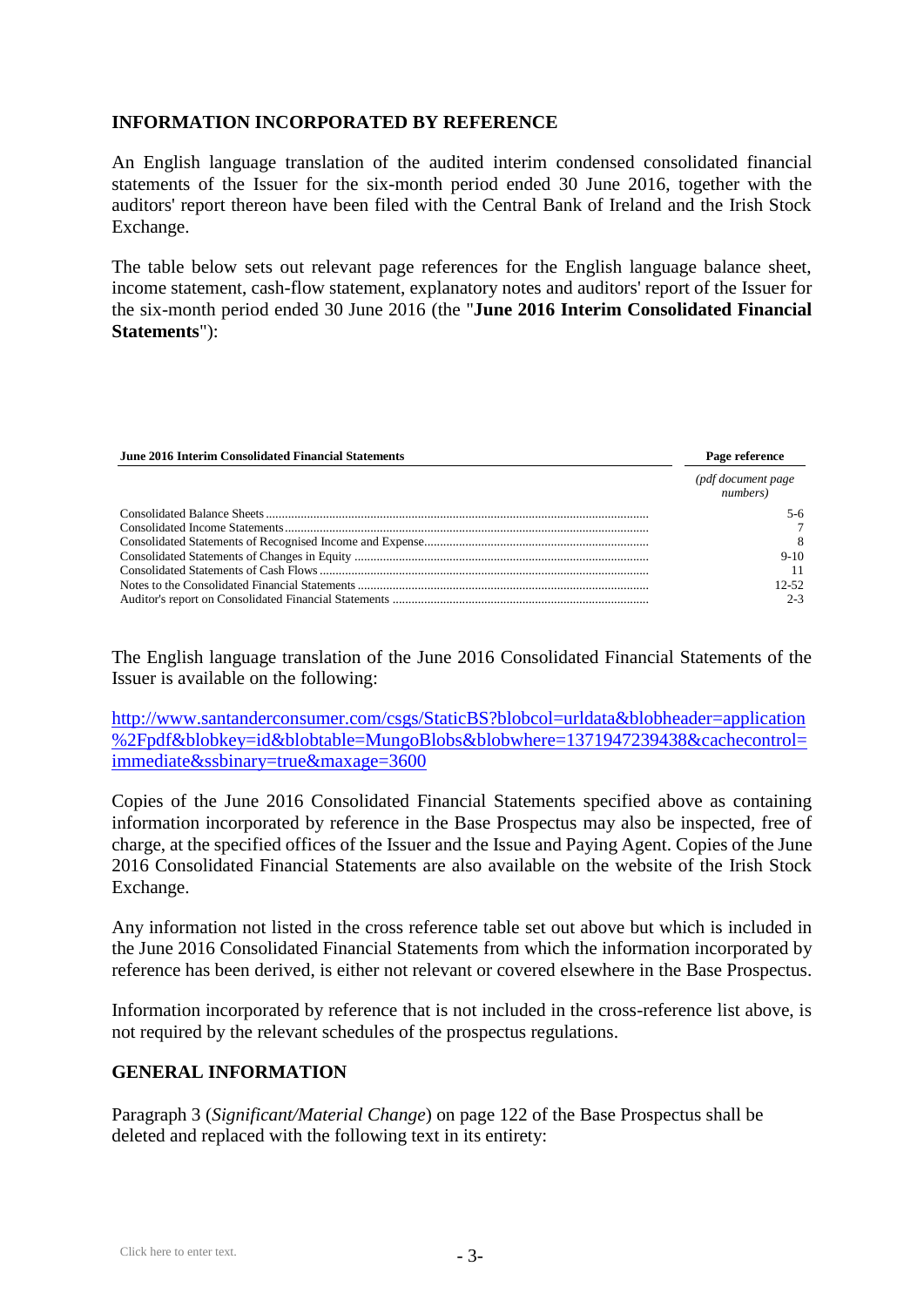## INFORMATION INCORPORATED BY REFERENCE

An English language translation of the audited interim condensed consolidated financial statements of the Issuer for the six-month period ended 30 June 2016, together with the auditors' report thereon have been filed with the Central Bank of Ireland and the Irish Stock Exchange.

The table below sets out relevant page references for the English language balance sheet, income statement, cash-flow statement, explanatory notes and auditors' report of the Issuer for the six-month period ended 30 June 2016 (the "**June 2016 Interim Consolidated Financial Statements**"):

| **June 2016 Interim Consolidated Financial Statements** | **Page reference** |
|---|---|
| | *(pdf document page numbers)* |
| Consolidated Balance Sheets | 5-6 |
| Consolidated Income Statements | 7 |
| Consolidated Statements of Recognised Income and Expense | 8 |
| Consolidated Statements of Changes in Equity | 9-10 |
| Consolidated Statements of Cash Flows | 11 |
| Notes to the Consolidated Financial Statements | 12-52 |
| Auditor's report on Consolidated Financial Statements | 2-3 |

The English language translation of the June 2016 Consolidated Financial Statements of the Issuer is available on the following:

http://www.santanderconsumer.com/csgs/StaticBS?blobcol=urldata&blobheader=application%2Fpdf&blobkey=id&blobtable=MungoBlobs&blobwhere=1371947239438&cachecontrol=immediate&ssbinary=true&maxage=3600

Copies of the June 2016 Consolidated Financial Statements specified above as containing information incorporated by reference in the Base Prospectus may also be inspected, free of charge, at the specified offices of the Issuer and the Issue and Paying Agent. Copies of the June 2016 Consolidated Financial Statements are also available on the website of the Irish Stock Exchange.

Any information not listed in the cross reference table set out above but which is included in the June 2016 Consolidated Financial Statements from which the information incorporated by reference has been derived, is either not relevant or covered elsewhere in the Base Prospectus.

Information incorporated by reference that is not included in the cross-reference list above, is not required by the relevant schedules of the prospectus regulations.

## GENERAL INFORMATION

Paragraph 3 (*Significant/Material Change*) on page 122 of the Base Prospectus shall be deleted and replaced with the following text in its entirety: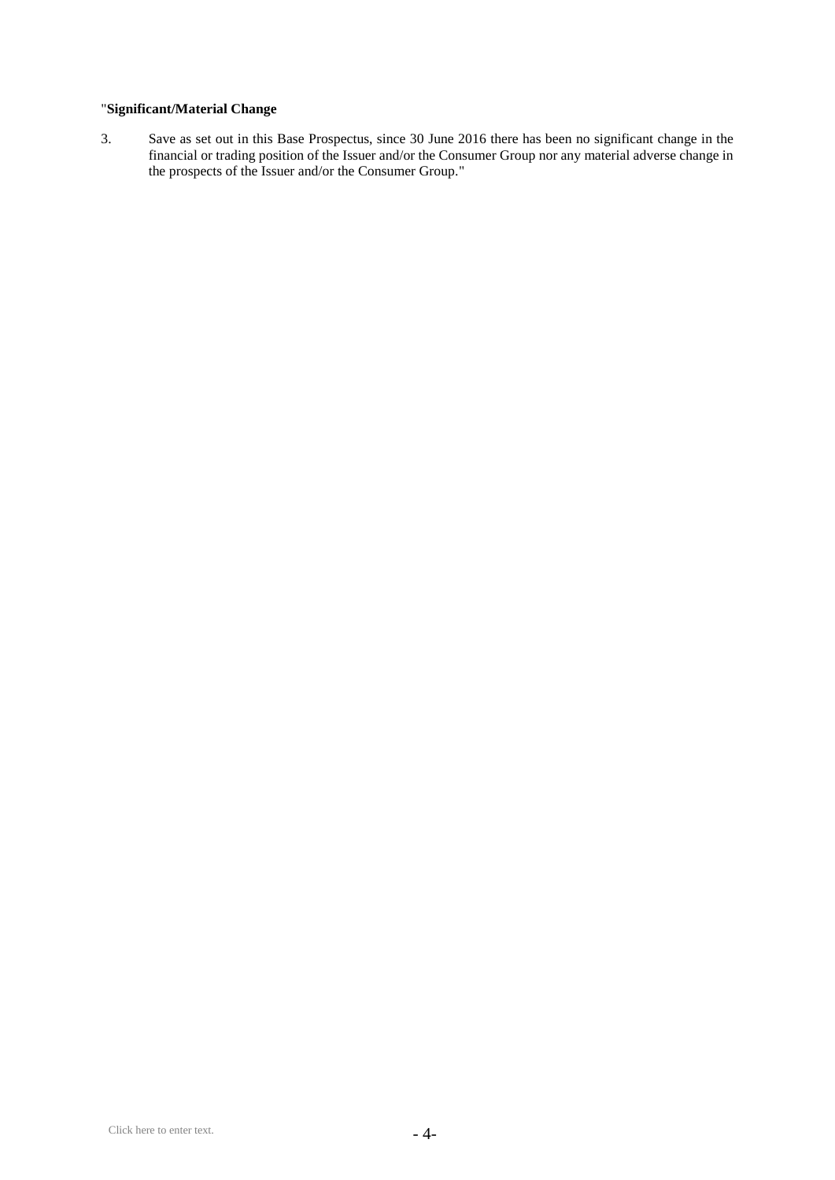"**Significant/Material Change**

3. Save as set out in this Base Prospectus, since 30 June 2016 there has been no significant change in the financial or trading position of the Issuer and/or the Consumer Group nor any material adverse change in the prospects of the Issuer and/or the Consumer Group."

Click here to enter text.